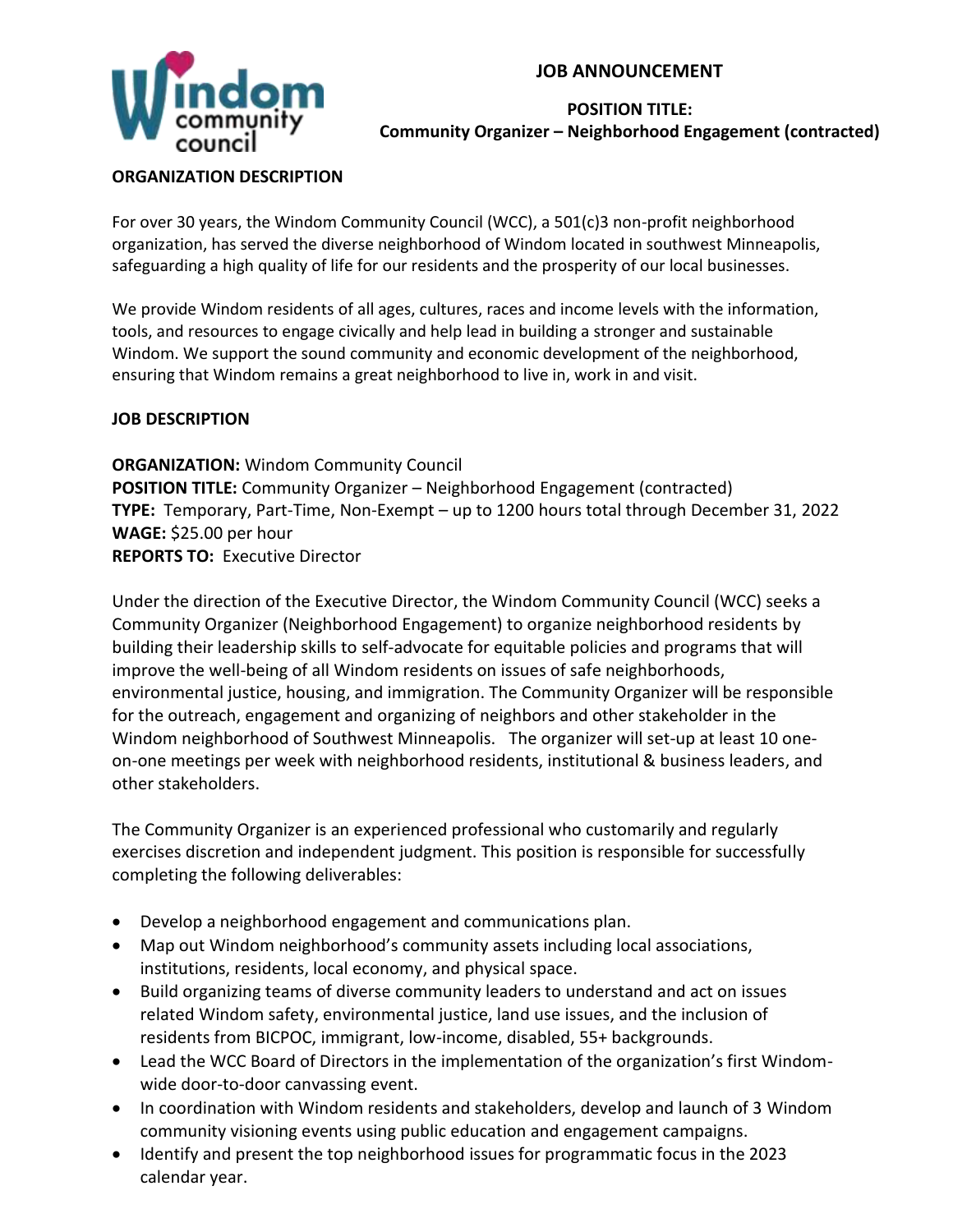**JOB ANNOUNCEMENT**

**POSITION TITLE:**
**Community Organizer – Neighborhood Engagement (contracted)**

## ORGANIZATION DESCRIPTION

For over 30 years, the Windom Community Council (WCC), a 501(c)3 non-profit neighborhood organization, has served the diverse neighborhood of Windom located in southwest Minneapolis, safeguarding a high quality of life for our residents and the prosperity of our local businesses.

We provide Windom residents of all ages, cultures, races and income levels with the information, tools, and resources to engage civically and help lead in building a stronger and sustainable Windom. We support the sound community and economic development of the neighborhood, ensuring that Windom remains a great neighborhood to live in, work in and visit.

## JOB DESCRIPTION

**ORGANIZATION:** Windom Community Council
**POSITION TITLE:** Community Organizer – Neighborhood Engagement (contracted)
**TYPE:** Temporary, Part-Time, Non-Exempt – up to 1200 hours total through December 31, 2022
**WAGE:** $25.00 per hour
**REPORTS TO:** Executive Director

Under the direction of the Executive Director, the Windom Community Council (WCC) seeks a Community Organizer (Neighborhood Engagement) to organize neighborhood residents by building their leadership skills to self-advocate for equitable policies and programs that will improve the well-being of all Windom residents on issues of safe neighborhoods, environmental justice, housing, and immigration. The Community Organizer will be responsible for the outreach, engagement and organizing of neighbors and other stakeholder in the Windom neighborhood of Southwest Minneapolis. The organizer will set-up at least 10 one-on-one meetings per week with neighborhood residents, institutional & business leaders, and other stakeholders.

The Community Organizer is an experienced professional who customarily and regularly exercises discretion and independent judgment. This position is responsible for successfully completing the following deliverables:

- Develop a neighborhood engagement and communications plan.
- Map out Windom neighborhood's community assets including local associations, institutions, residents, local economy, and physical space.
- Build organizing teams of diverse community leaders to understand and act on issues related Windom safety, environmental justice, land use issues, and the inclusion of residents from BICPOC, immigrant, low-income, disabled, 55+ backgrounds.
- Lead the WCC Board of Directors in the implementation of the organization's first Windom-wide door-to-door canvassing event.
- In coordination with Windom residents and stakeholders, develop and launch of 3 Windom community visioning events using public education and engagement campaigns.
- Identify and present the top neighborhood issues for programmatic focus in the 2023 calendar year.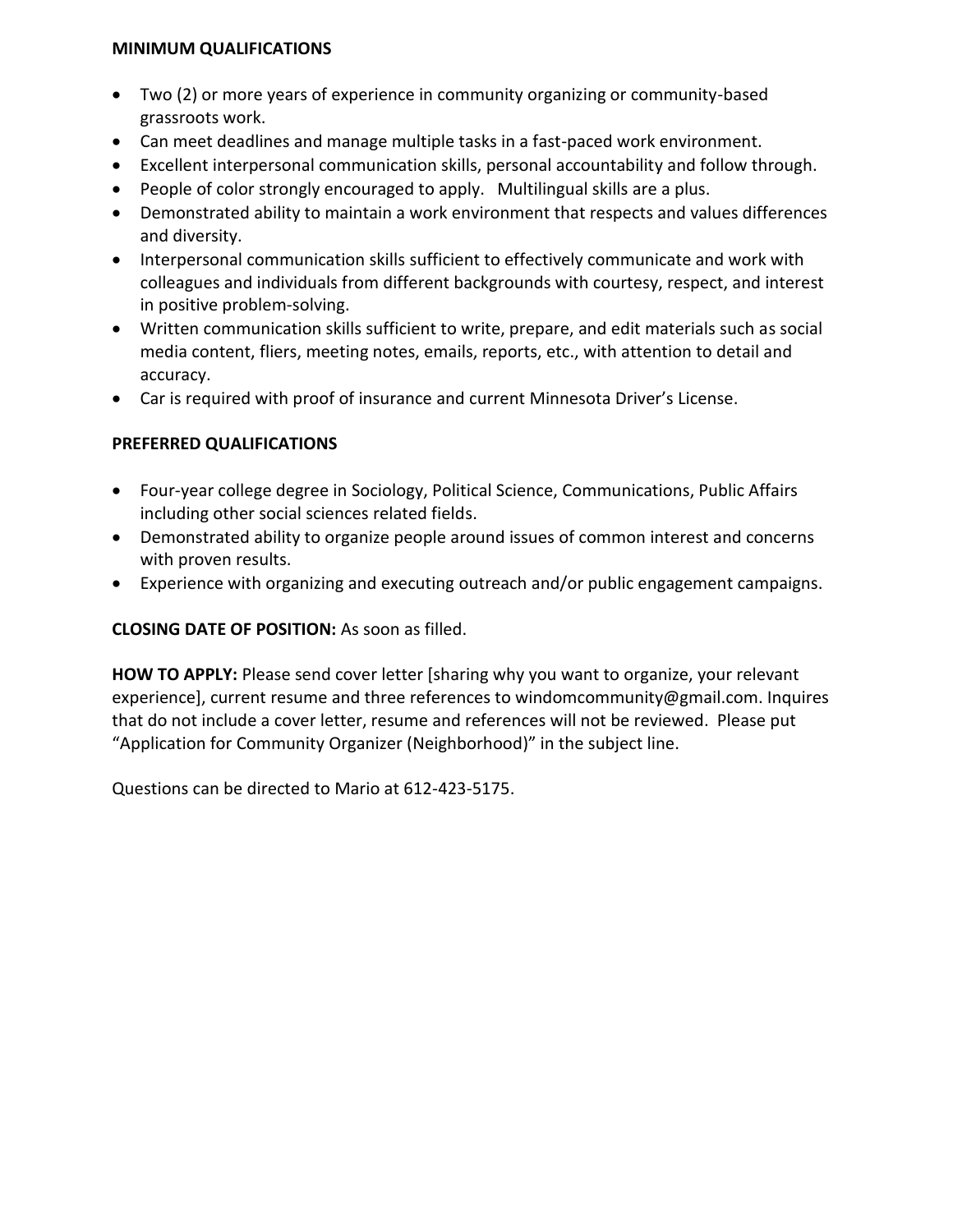**MINIMUM QUALIFICATIONS**

- Two (2) or more years of experience in community organizing or community-based grassroots work.
- Can meet deadlines and manage multiple tasks in a fast-paced work environment.
- Excellent interpersonal communication skills, personal accountability and follow through.
- People of color strongly encouraged to apply. Multilingual skills are a plus.
- Demonstrated ability to maintain a work environment that respects and values differences and diversity.
- Interpersonal communication skills sufficient to effectively communicate and work with colleagues and individuals from different backgrounds with courtesy, respect, and interest in positive problem-solving.
- Written communication skills sufficient to write, prepare, and edit materials such as social media content, fliers, meeting notes, emails, reports, etc., with attention to detail and accuracy.
- Car is required with proof of insurance and current Minnesota Driver's License.

**PREFERRED QUALIFICATIONS**

- Four-year college degree in Sociology, Political Science, Communications, Public Affairs including other social sciences related fields.
- Demonstrated ability to organize people around issues of common interest and concerns with proven results.
- Experience with organizing and executing outreach and/or public engagement campaigns.

**CLOSING DATE OF POSITION:** As soon as filled.

**HOW TO APPLY:** Please send cover letter [sharing why you want to organize, your relevant experience], current resume and three references to windomcommunity@gmail.com. Inquires that do not include a cover letter, resume and references will not be reviewed. Please put "Application for Community Organizer (Neighborhood)" in the subject line.

Questions can be directed to Mario at 612-423-5175.